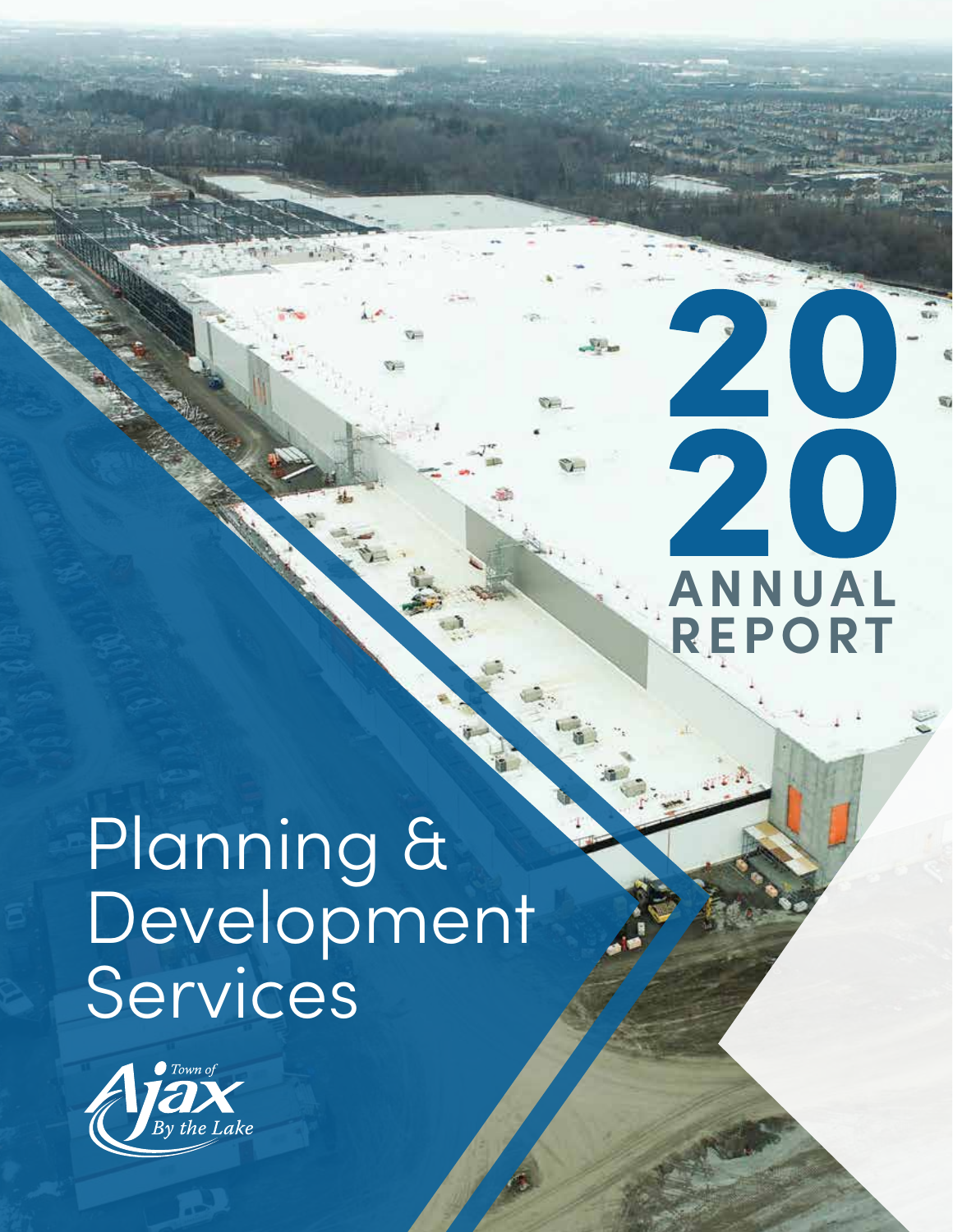# 2020 ANNUAL REPORT

# Planning & Development Services

Town of Ajax By the Lake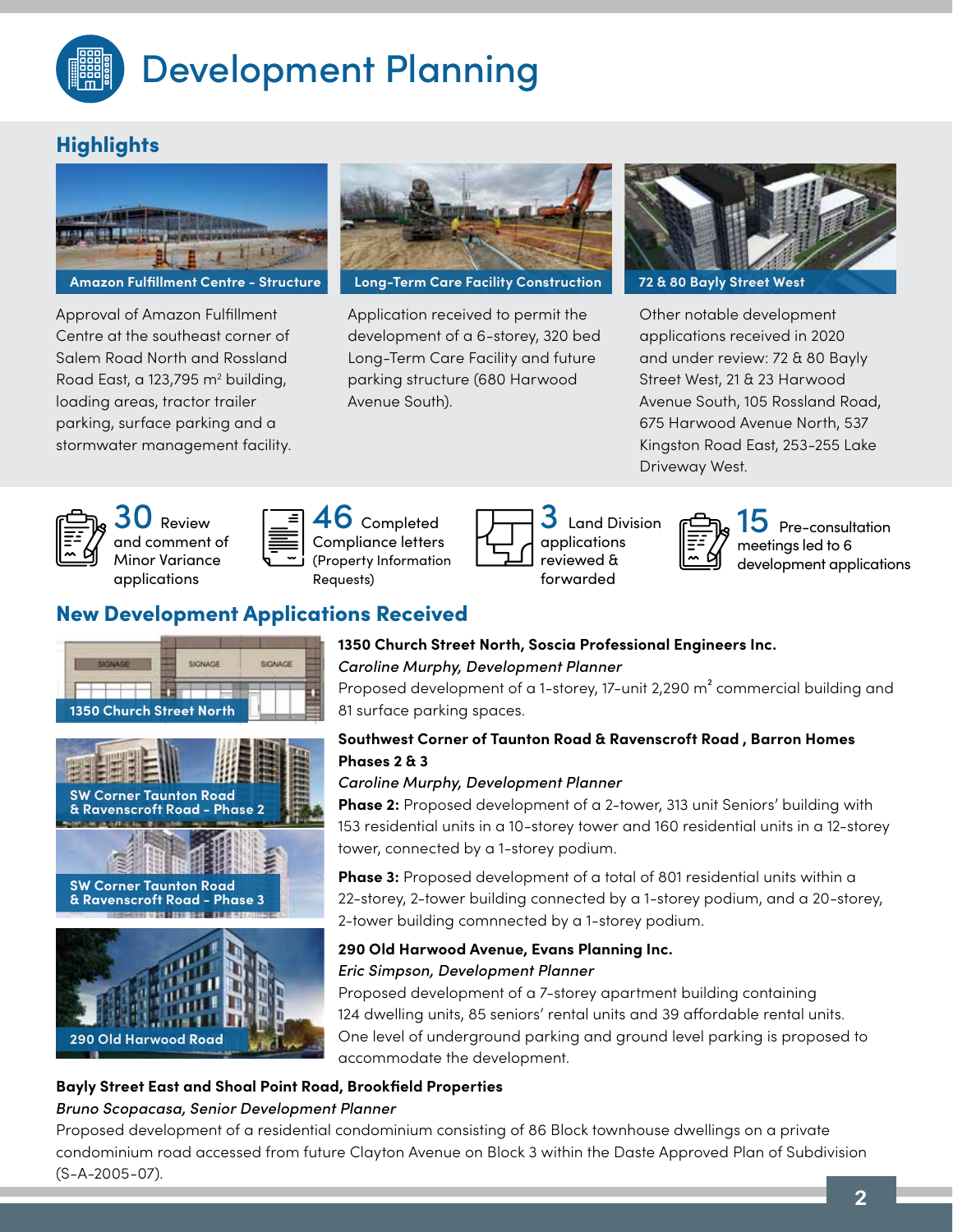# Development Planning

## Highlights

**Amazon Fulfillment Centre - Structure**

Approval of Amazon Fulfillment Centre at the southeast corner of Salem Road North and Rossland Road East, a 123,795 m$^2$ building, loading areas, tractor trailer parking, surface parking and a stormwater management facility.

**Long-Term Care Facility Construction**

Application received to permit the development of a 6-storey, 320 bed Long-Term Care Facility and future parking structure (680 Harwood Avenue South).

**72 & 80 Bayly Street West**

Other notable development applications received in 2020 and under review: 72 & 80 Bayly Street West, 21 & 23 Harwood Avenue South, 105 Rossland Road, 675 Harwood Avenue North, 537 Kingston Road East, 253-255 Lake Driveway West.

**30** Review and comment of Minor Variance applications

**46** Completed Compliance letters (Property Information Requests)

**3** Land Division applications reviewed & forwarded

**15** Pre-consultation meetings led to 6 development applications

## New Development Applications Received

**1350 Church Street North, Soscia Professional Engineers Inc.**
*Caroline Murphy, Development Planner*
Proposed development of a 1-storey, 17-unit 2,290 m$^2$ commercial building and 81 surface parking spaces.

**Southwest Corner of Taunton Road & Ravenscroft Road , Barron Homes Phases 2 & 3**
*Caroline Murphy, Development Planner*
**Phase 2:** Proposed development of a 2-tower, 313 unit Seniors' building with 153 residential units in a 10-storey tower and 160 residential units in a 12-storey tower, connected by a 1-storey podium.

**Phase 3:** Proposed development of a total of 801 residential units within a 22-storey, 2-tower building connected by a 1-storey podium, and a 20-storey, 2-tower building comnnected by a 1-storey podium.

**290 Old Harwood Avenue, Evans Planning Inc.**
*Eric Simpson, Development Planner*
Proposed development of a 7-storey apartment building containing 124 dwelling units, 85 seniors' rental units and 39 affordable rental units. One level of underground parking and ground level parking is proposed to accommodate the development.

1350 Church Street North

SW Corner Taunton Road & Ravenscroft Road - Phase 2

SW Corner Taunton Road & Ravenscroft Road - Phase 3

290 Old Harwood Road

**Bayly Street East and Shoal Point Road, Brookfield Properties**
*Bruno Scopacasa, Senior Development Planner*
Proposed development of a residential condominium consisting of 86 Block townhouse dwellings on a private condominium road accessed from future Clayton Avenue on Block 3 within the Daste Approved Plan of Subdivision (S-A-2005-07).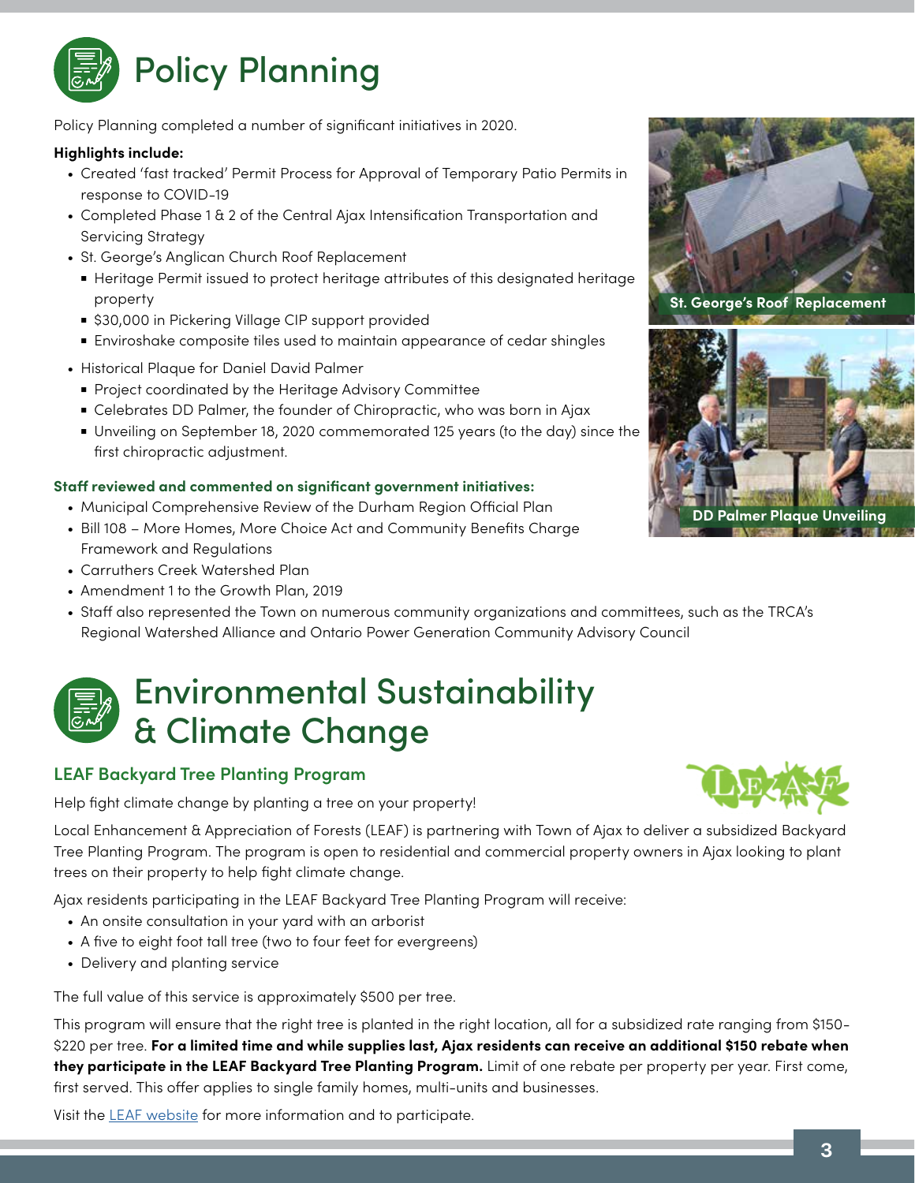# Policy Planning

Policy Planning completed a number of significant initiatives in 2020.

**Highlights include:**

- Created 'fast tracked' Permit Process for Approval of Temporary Patio Permits in response to COVID-19
- Completed Phase 1 & 2 of the Central Ajax Intensification Transportation and Servicing Strategy
- St. George's Anglican Church Roof Replacement
  - Heritage Permit issued to protect heritage attributes of this designated heritage property
  - $30,000 in Pickering Village CIP support provided
  - Enviroshake composite tiles used to maintain appearance of cedar shingles
- Historical Plaque for Daniel David Palmer
  - Project coordinated by the Heritage Advisory Committee
  - Celebrates DD Palmer, the founder of Chiropractic, who was born in Ajax
  - Unveiling on September 18, 2020 commemorated 125 years (to the day) since the first chiropractic adjustment.

St. George's Roof Replacement

DD Palmer Plaque Unveiling

**Staff reviewed and commented on significant government initiatives:**

- Municipal Comprehensive Review of the Durham Region Official Plan
- Bill 108 – More Homes, More Choice Act and Community Benefits Charge Framework and Regulations
- Carruthers Creek Watershed Plan
- Amendment 1 to the Growth Plan, 2019
- Staff also represented the Town on numerous community organizations and committees, such as the TRCA's Regional Watershed Alliance and Ontario Power Generation Community Advisory Council

# Environmental Sustainability & Climate Change

## LEAF Backyard Tree Planting Program

Help fight climate change by planting a tree on your property!

Local Enhancement & Appreciation of Forests (LEAF) is partnering with Town of Ajax to deliver a subsidized Backyard Tree Planting Program. The program is open to residential and commercial property owners in Ajax looking to plant trees on their property to help fight climate change.

Ajax residents participating in the LEAF Backyard Tree Planting Program will receive:

- An onsite consultation in your yard with an arborist
- A five to eight foot tall tree (two to four feet for evergreens)
- Delivery and planting service

The full value of this service is approximately $500 per tree.

This program will ensure that the right tree is planted in the right location, all for a subsidized rate ranging from $150-$220 per tree. **For a limited time and while supplies last, Ajax residents can receive an additional $150 rebate when they participate in the LEAF Backyard Tree Planting Program.** Limit of one rebate per property per year. First come, first served. This offer applies to single family homes, multi-units and businesses.

Visit the LEAF website for more information and to participate.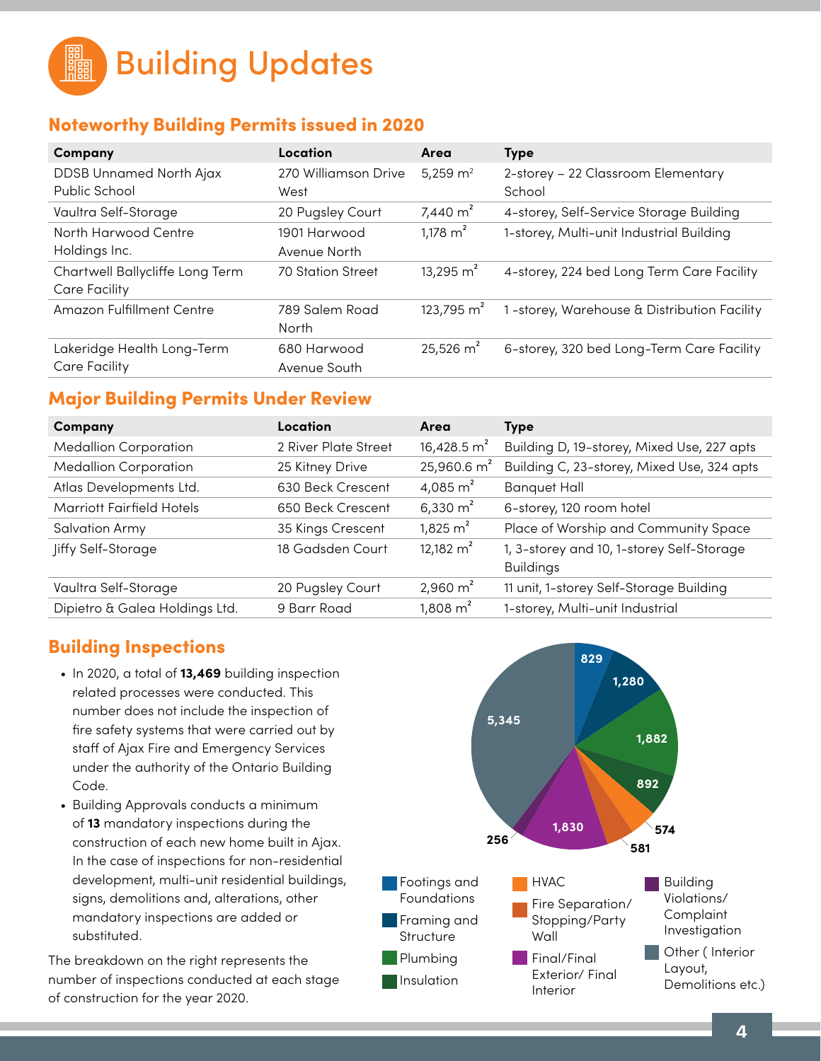# Building Updates

## Noteworthy Building Permits issued in 2020

| Company | Location | Area | Type |
|---|---|---|---|
| DDSB Unnamed North Ajax Public School | 270 Williamson Drive West | 5,259 $m^2$ | 2-storey – 22 Classroom Elementary School |
| Vaultra Self-Storage | 20 Pugsley Court | 7,440 $m^2$ | 4-storey, Self-Service Storage Building |
| North Harwood Centre Holdings Inc. | 1901 Harwood Avenue North | 1,178 $m^2$ | 1-storey, Multi-unit Industrial Building |
| Chartwell Ballycliffe Long Term Care Facility | 70 Station Street | 13,295 $m^2$ | 4-storey, 224 bed Long Term Care Facility |
| Amazon Fulfillment Centre | 789 Salem Road North | 123,795 $m^2$ | 1 -storey, Warehouse & Distribution Facility |
| Lakeridge Health Long-Term Care Facility | 680 Harwood Avenue South | 25,526 $m^2$ | 6-storey, 320 bed Long-Term Care Facility |

## Major Building Permits Under Review

| Company | Location | Area | Type |
|---|---|---|---|
| Medallion Corporation | 2 River Plate Street | 16,428.5 $m^2$ | Building D, 19-storey, Mixed Use, 227 apts |
| Medallion Corporation | 25 Kitney Drive | 25,960.6 $m^2$ | Building C, 23-storey, Mixed Use, 324 apts |
| Atlas Developments Ltd. | 630 Beck Crescent | 4,085 $m^2$ | Banquet Hall |
| Marriott Fairfield Hotels | 650 Beck Crescent | 6,330 $m^2$ | 6-storey, 120 room hotel |
| Salvation Army | 35 Kings Crescent | 1,825 $m^2$ | Place of Worship and Community Space |
| Jiffy Self-Storage | 18 Gadsden Court | 12,182 $m^2$ | 1, 3-storey and 10, 1-storey Self-Storage Buildings |
| Vaultra Self-Storage | 20 Pugsley Court | 2,960 $m^2$ | 11 unit, 1-storey Self-Storage Building |
| Dipietro & Galea Holdings Ltd. | 9 Barr Road | 1,808 $m^2$ | 1-storey, Multi-unit Industrial |

## Building Inspections

- In 2020, a total of **13,469** building inspection related processes were conducted. This number does not include the inspection of fire safety systems that were carried out by staff of Ajax Fire and Emergency Services under the authority of the Ontario Building Code.
- Building Approvals conducts a minimum of **13** mandatory inspections during the construction of each new home built in Ajax. In the case of inspections for non-residential development, multi-unit residential buildings, signs, demolitions and, alterations, other mandatory inspections are added or substituted.

The breakdown on the right represents the number of inspections conducted at each stage of construction for the year 2020.

| Stage | Inspections |
|---|---|
| Footings and Foundations | 829 |
| Framing and Structure | 1,280 |
| Plumbing | 1,882 |
| Insulation | 892 |
| HVAC | 574 |
| Fire Separation/ Stopping/Party Wall | 581 |
| Final/Final Exterior/ Final Interior | 1,830 |
| Building Violations/ Complaint Investigation | 256 |
| Other ( Interior Layout, Demolitions etc.) | 5,345 |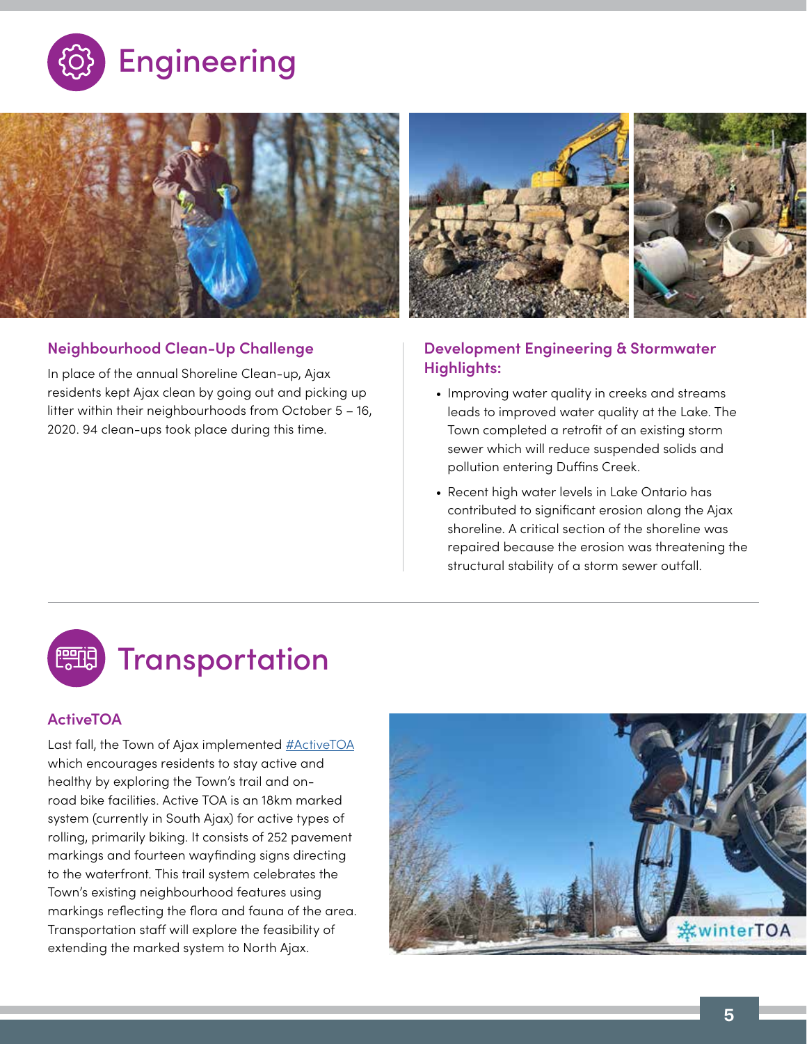# Engineering

### Neighbourhood Clean-Up Challenge

In place of the annual Shoreline Clean-up, Ajax residents kept Ajax clean by going out and picking up litter within their neighbourhoods from October 5 – 16, 2020. 94 clean-ups took place during this time.

### Development Engineering & Stormwater Highlights:

- Improving water quality in creeks and streams leads to improved water quality at the Lake. The Town completed a retrofit of an existing storm sewer which will reduce suspended solids and pollution entering Duffins Creek.
- Recent high water levels in Lake Ontario has contributed to significant erosion along the Ajax shoreline. A critical section of the shoreline was repaired because the erosion was threatening the structural stability of a storm sewer outfall.

# Transportation

### ActiveTOA

Last fall, the Town of Ajax implemented #ActiveTOA which encourages residents to stay active and healthy by exploring the Town's trail and on-road bike facilities. Active TOA is an 18km marked system (currently in South Ajax) for active types of rolling, primarily biking. It consists of 252 pavement markings and fourteen wayfinding signs directing to the waterfront. This trail system celebrates the Town's existing neighbourhood features using markings reflecting the flora and fauna of the area. Transportation staff will explore the feasibility of extending the marked system to North Ajax.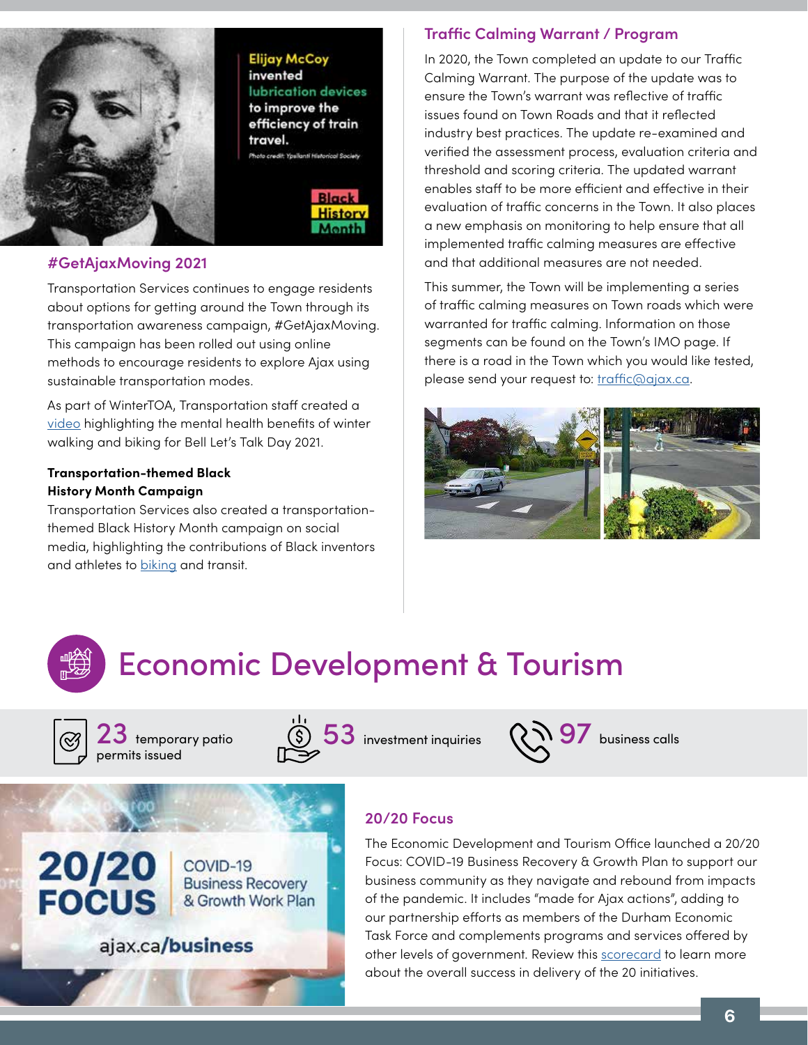## #GetAjaxMoving 2021

Transportation Services continues to engage residents about options for getting around the Town through its transportation awareness campaign, #GetAjaxMoving. This campaign has been rolled out using online methods to encourage residents to explore Ajax using sustainable transportation modes.

As part of WinterTOA, Transportation staff created a video highlighting the mental health benefits of winter walking and biking for Bell Let's Talk Day 2021.

**Transportation-themed Black History Month Campaign**

Transportation Services also created a transportation-themed Black History Month campaign on social media, highlighting the contributions of Black inventors and athletes to biking and transit.

## Traffic Calming Warrant / Program

In 2020, the Town completed an update to our Traffic Calming Warrant. The purpose of the update was to ensure the Town's warrant was reflective of traffic issues found on Town Roads and that it reflected industry best practices. The update re-examined and verified the assessment process, evaluation criteria and threshold and scoring criteria. The updated warrant enables staff to be more efficient and effective in their evaluation of traffic concerns in the Town. It also places a new emphasis on monitoring to help ensure that all implemented traffic calming measures are effective and that additional measures are not needed.

This summer, the Town will be implementing a series of traffic calming measures on Town roads which were warranted for traffic calming. Information on those segments can be found on the Town's IMO page. If there is a road in the Town which you would like tested, please send your request to: traffic@ajax.ca.

# Economic Development & Tourism

**23** temporary patio permits issued

**53** investment inquiries

**97** business calls

## 20/20 Focus

The Economic Development and Tourism Office launched a 20/20 Focus: COVID-19 Business Recovery & Growth Plan to support our business community as they navigate and rebound from impacts of the pandemic. It includes "made for Ajax actions", adding to our partnership efforts as members of the Durham Economic Task Force and complements programs and services offered by other levels of government. Review this scorecard to learn more about the overall success in delivery of the 20 initiatives.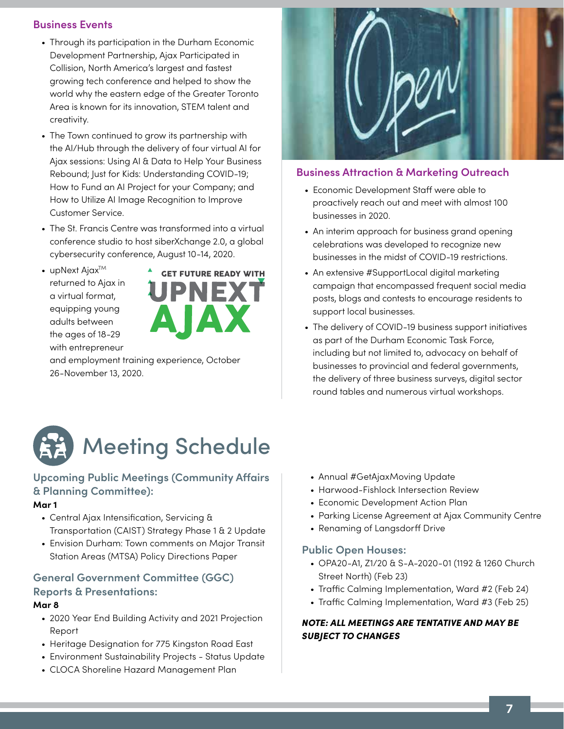## Business Events

- Through its participation in the Durham Economic Development Partnership, Ajax Participated in Collision, North America's largest and fastest growing tech conference and helped to show the world why the eastern edge of the Greater Toronto Area is known for its innovation, STEM talent and creativity.
- The Town continued to grow its partnership with the AI/Hub through the delivery of four virtual AI for Ajax sessions: Using AI & Data to Help Your Business Rebound; Just for Kids: Understanding COVID-19; How to Fund an AI Project for your Company; and How to Utilize AI Image Recognition to Improve Customer Service.
- The St. Francis Centre was transformed into a virtual conference studio to host siberXchange 2.0, a global cybersecurity conference, August 10-14, 2020.
- upNext Ajax™ returned to Ajax in a virtual format, equipping young adults between the ages of 18-29 with entrepreneur and employment training experience, October 26-November 13, 2020.

GET FUTURE READY WITH UPNEXT AJAX

## Business Attraction & Marketing Outreach

- Economic Development Staff were able to proactively reach out and meet with almost 100 businesses in 2020.
- An interim approach for business grand opening celebrations was developed to recognize new businesses in the midst of COVID-19 restrictions.
- An extensive #SupportLocal digital marketing campaign that encompassed frequent social media posts, blogs and contests to encourage residents to support local businesses.
- The delivery of COVID-19 business support initiatives as part of the Durham Economic Task Force, including but not limited to, advocacy on behalf of businesses to provincial and federal governments, the delivery of three business surveys, digital sector round tables and numerous virtual workshops.

# Meeting Schedule

## Upcoming Public Meetings (Community Affairs & Planning Committee):

**Mar 1**

- Central Ajax Intensification, Servicing & Transportation (CAIST) Strategy Phase 1 & 2 Update
- Envision Durham: Town comments on Major Transit Station Areas (MTSA) Policy Directions Paper

## General Government Committee (GGC) Reports & Presentations:

**Mar 8**

- 2020 Year End Building Activity and 2021 Projection Report
- Heritage Designation for 775 Kingston Road East
- Environment Sustainability Projects - Status Update
- CLOCA Shoreline Hazard Management Plan
- Annual #GetAjaxMoving Update
- Harwood-Fishlock Intersection Review
- Economic Development Action Plan
- Parking License Agreement at Ajax Community Centre
- Renaming of Langsdorff Drive

## Public Open Houses:

- OPA20-A1, Z1/20 & S-A-2020-01 (1192 & 1260 Church Street North) (Feb 23)
- Traffic Calming Implementation, Ward #2 (Feb 24)
- Traffic Calming Implementation, Ward #3 (Feb 25)

***NOTE: ALL MEETINGS ARE TENTATIVE AND MAY BE SUBJECT TO CHANGES***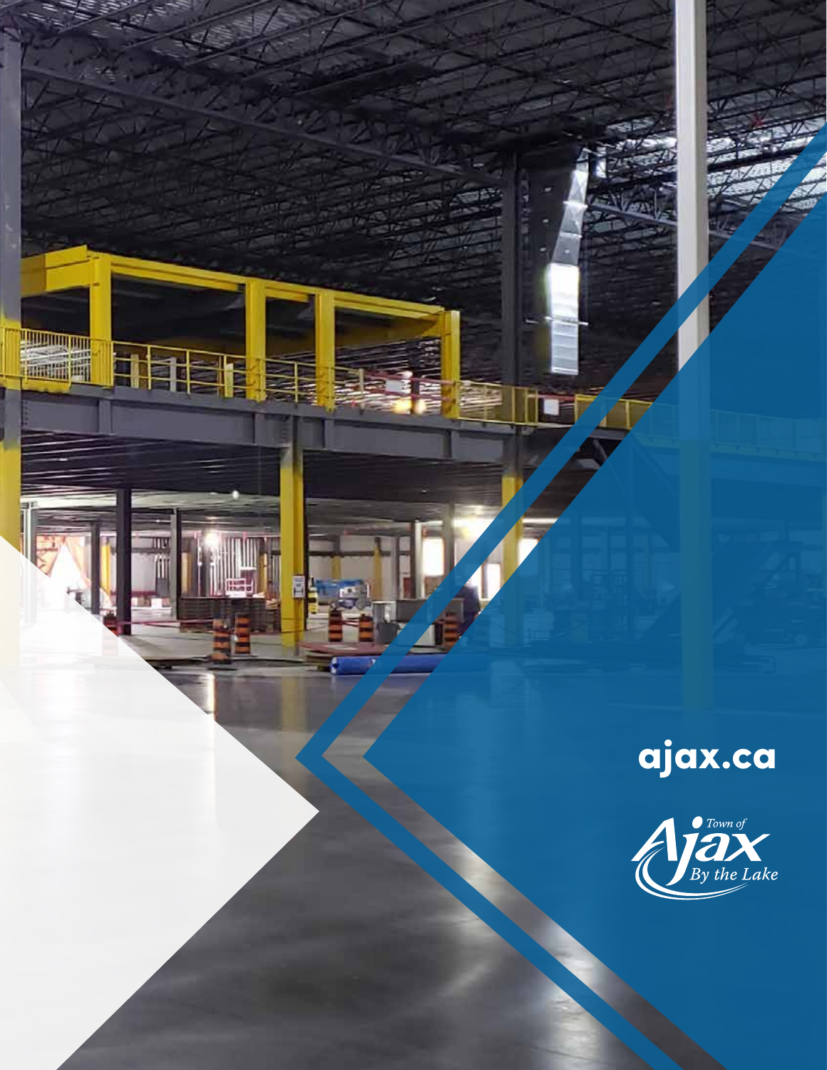ajax.ca

Town of Ajax By the Lake